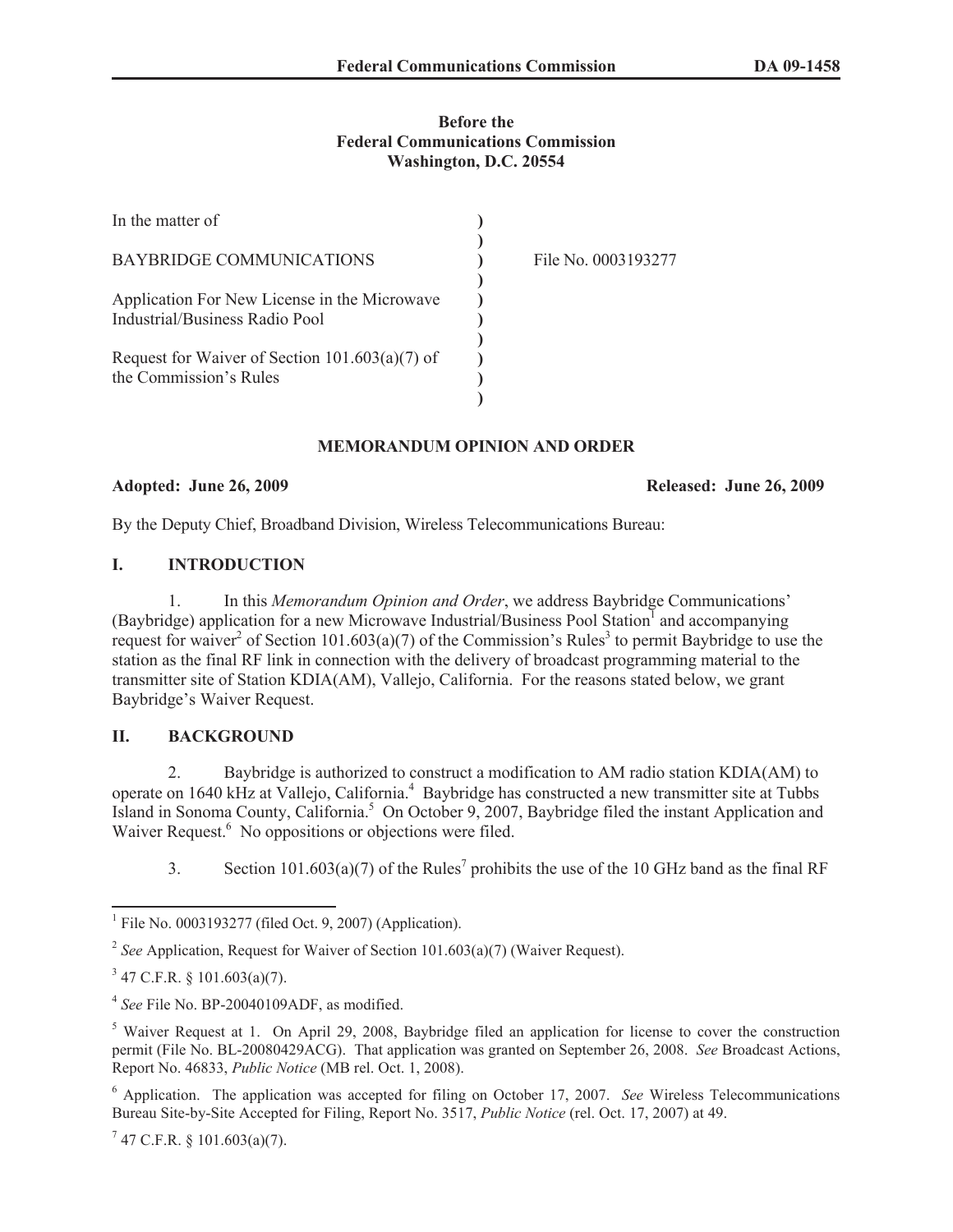**Before the**
**Federal Communications Commission**
**Washington, D.C. 20554**

| | | |
|---|---|---|
| In the matter of | ) | |
| | ) | |
| BAYBRIDGE COMMUNICATIONS | ) | File No. 0003193277 |
| | ) | |
| Application For New License in the Microwave Industrial/Business Radio Pool | ) | |
| | ) | |
| Request for Waiver of Section 101.603(a)(7) of the Commission's Rules | ) | |
| | ) | |

**MEMORANDUM OPINION AND ORDER**

**Adopted: June 26, 2009** **Released: June 26, 2009**

By the Deputy Chief, Broadband Division, Wireless Telecommunications Bureau:

## I. INTRODUCTION

1. In this *Memorandum Opinion and Order*, we address Baybridge Communications' (Baybridge) application for a new Microwave Industrial/Business Pool Station[1] and accompanying request for waiver[2] of Section 101.603(a)(7) of the Commission's Rules[3] to permit Baybridge to use the station as the final RF link in connection with the delivery of broadcast programming material to the transmitter site of Station KDIA(AM), Vallejo, California. For the reasons stated below, we grant Baybridge's Waiver Request.

## II. BACKGROUND

2. Baybridge is authorized to construct a modification to AM radio station KDIA(AM) to operate on 1640 kHz at Vallejo, California.[4] Baybridge has constructed a new transmitter site at Tubbs Island in Sonoma County, California.[5] On October 9, 2007, Baybridge filed the instant Application and Waiver Request.[6] No oppositions or objections were filed.

3. Section 101.603(a)(7) of the Rules[7] prohibits the use of the 10 GHz band as the final RF

---

[1] File No. 0003193277 (filed Oct. 9, 2007) (Application).

[2] *See* Application, Request for Waiver of Section 101.603(a)(7) (Waiver Request).

[3] 47 C.F.R. § 101.603(a)(7).

[4] *See* File No. BP-20040109ADF, as modified.

[5] Waiver Request at 1. On April 29, 2008, Baybridge filed an application for license to cover the construction permit (File No. BL-20080429ACG). That application was granted on September 26, 2008. *See* Broadcast Actions, Report No. 46833, *Public Notice* (MB rel. Oct. 1, 2008).

[6] Application. The application was accepted for filing on October 17, 2007. *See* Wireless Telecommunications Bureau Site-by-Site Accepted for Filing, Report No. 3517, *Public Notice* (rel. Oct. 17, 2007) at 49.

[7] 47 C.F.R. § 101.603(a)(7).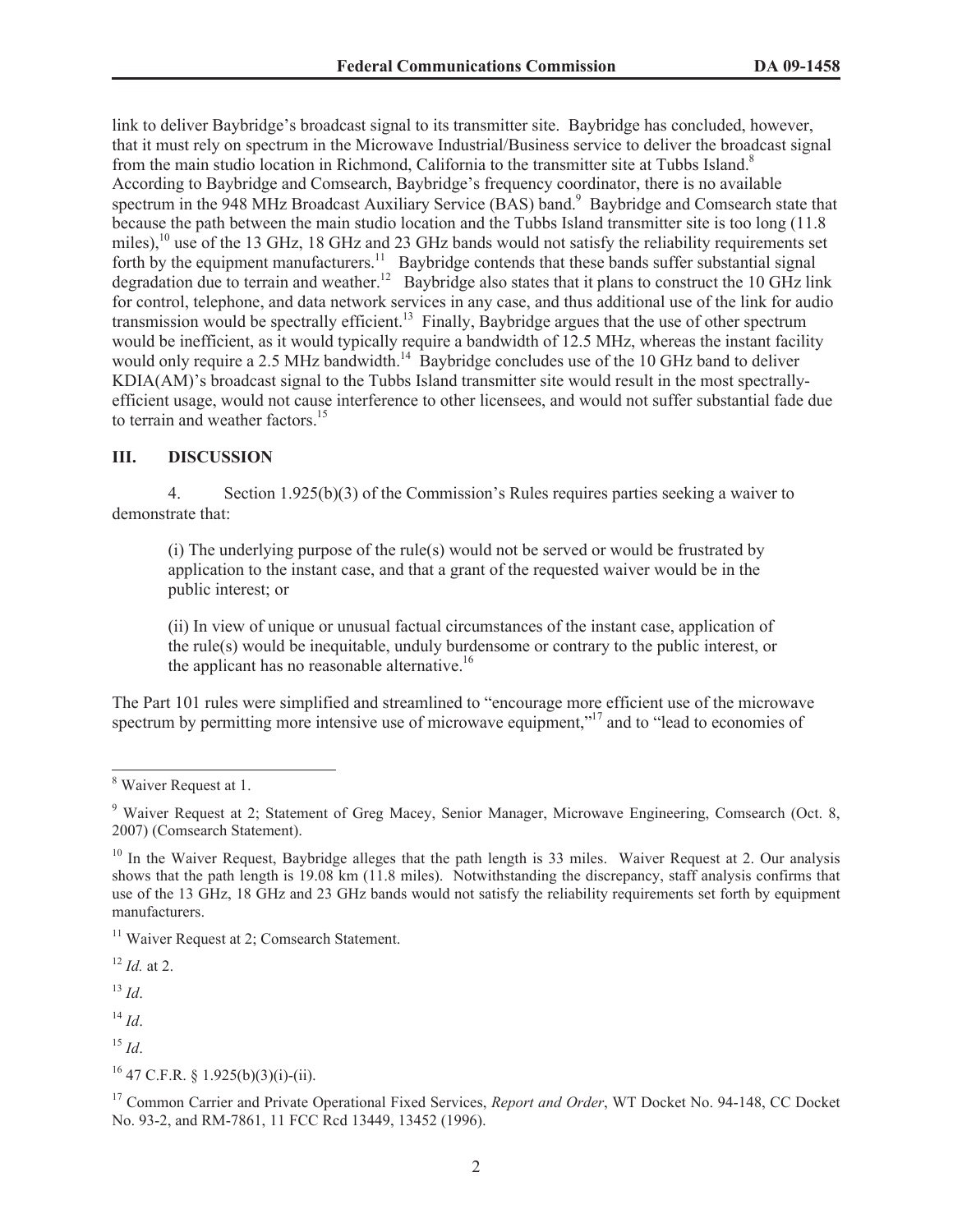link to deliver Baybridge's broadcast signal to its transmitter site. Baybridge has concluded, however, that it must rely on spectrum in the Microwave Industrial/Business service to deliver the broadcast signal from the main studio location in Richmond, California to the transmitter site at Tubbs Island.[8] According to Baybridge and Comsearch, Baybridge's frequency coordinator, there is no available spectrum in the 948 MHz Broadcast Auxiliary Service (BAS) band.[9] Baybridge and Comsearch state that because the path between the main studio location and the Tubbs Island transmitter site is too long (11.8 miles),[10] use of the 13 GHz, 18 GHz and 23 GHz bands would not satisfy the reliability requirements set forth by the equipment manufacturers.[11] Baybridge contends that these bands suffer substantial signal degradation due to terrain and weather.[12] Baybridge also states that it plans to construct the 10 GHz link for control, telephone, and data network services in any case, and thus additional use of the link for audio transmission would be spectrally efficient.[13] Finally, Baybridge argues that the use of other spectrum would be inefficient, as it would typically require a bandwidth of 12.5 MHz, whereas the instant facility would only require a 2.5 MHz bandwidth.[14] Baybridge concludes use of the 10 GHz band to deliver KDIA(AM)'s broadcast signal to the Tubbs Island transmitter site would result in the most spectrally-efficient usage, would not cause interference to other licensees, and would not suffer substantial fade due to terrain and weather factors.[15]

## III. DISCUSSION

4. Section 1.925(b)(3) of the Commission's Rules requires parties seeking a waiver to demonstrate that:

> (i) The underlying purpose of the rule(s) would not be served or would be frustrated by application to the instant case, and that a grant of the requested waiver would be in the public interest; or
>
> (ii) In view of unique or unusual factual circumstances of the instant case, application of the rule(s) would be inequitable, unduly burdensome or contrary to the public interest, or the applicant has no reasonable alternative.[16]

The Part 101 rules were simplified and streamlined to "encourage more efficient use of the microwave spectrum by permitting more intensive use of microwave equipment,"[17] and to "lead to economies of

---

[8] Waiver Request at 1.

[9] Waiver Request at 2; Statement of Greg Macey, Senior Manager, Microwave Engineering, Comsearch (Oct. 8, 2007) (Comsearch Statement).

[10] In the Waiver Request, Baybridge alleges that the path length is 33 miles. Waiver Request at 2. Our analysis shows that the path length is 19.08 km (11.8 miles). Notwithstanding the discrepancy, staff analysis confirms that use of the 13 GHz, 18 GHz and 23 GHz bands would not satisfy the reliability requirements set forth by equipment manufacturers.

[11] Waiver Request at 2; Comsearch Statement.

[12] *Id.* at 2.

[13] *Id*.

[14] *Id*.

[15] *Id*.

[16] 47 C.F.R. § 1.925(b)(3)(i)-(ii).

[17] Common Carrier and Private Operational Fixed Services, *Report and Order*, WT Docket No. 94-148, CC Docket No. 93-2, and RM-7861, 11 FCC Rcd 13449, 13452 (1996).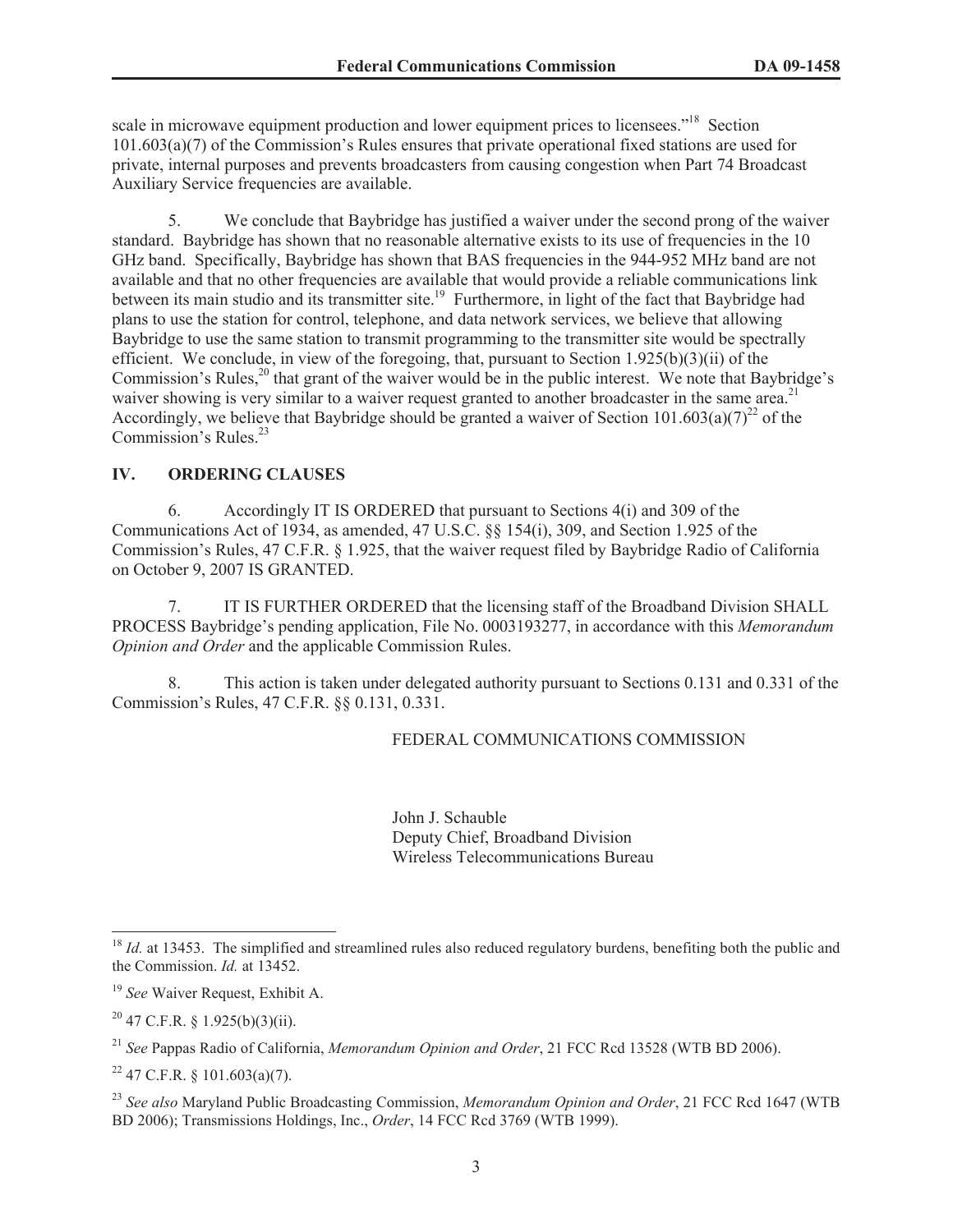scale in microwave equipment production and lower equipment prices to licensees."[18] Section 101.603(a)(7) of the Commission's Rules ensures that private operational fixed stations are used for private, internal purposes and prevents broadcasters from causing congestion when Part 74 Broadcast Auxiliary Service frequencies are available.

5. We conclude that Baybridge has justified a waiver under the second prong of the waiver standard. Baybridge has shown that no reasonable alternative exists to its use of frequencies in the 10 GHz band. Specifically, Baybridge has shown that BAS frequencies in the 944-952 MHz band are not available and that no other frequencies are available that would provide a reliable communications link between its main studio and its transmitter site.[19] Furthermore, in light of the fact that Baybridge had plans to use the station for control, telephone, and data network services, we believe that allowing Baybridge to use the same station to transmit programming to the transmitter site would be spectrally efficient. We conclude, in view of the foregoing, that, pursuant to Section 1.925(b)(3)(ii) of the Commission's Rules,[20] that grant of the waiver would be in the public interest. We note that Baybridge's waiver showing is very similar to a waiver request granted to another broadcaster in the same area.[21] Accordingly, we believe that Baybridge should be granted a waiver of Section 101.603(a)(7)[22] of the Commission's Rules.[23]

## IV. ORDERING CLAUSES

6. Accordingly IT IS ORDERED that pursuant to Sections 4(i) and 309 of the Communications Act of 1934, as amended, 47 U.S.C. §§ 154(i), 309, and Section 1.925 of the Commission's Rules, 47 C.F.R. § 1.925, that the waiver request filed by Baybridge Radio of California on October 9, 2007 IS GRANTED.

7. IT IS FURTHER ORDERED that the licensing staff of the Broadband Division SHALL PROCESS Baybridge's pending application, File No. 0003193277, in accordance with this *Memorandum Opinion and Order* and the applicable Commission Rules.

8. This action is taken under delegated authority pursuant to Sections 0.131 and 0.331 of the Commission's Rules, 47 C.F.R. §§ 0.131, 0.331.

FEDERAL COMMUNICATIONS COMMISSION

John J. Schauble
Deputy Chief, Broadband Division
Wireless Telecommunications Bureau

---

[18] *Id.* at 13453. The simplified and streamlined rules also reduced regulatory burdens, benefiting both the public and the Commission. *Id.* at 13452.

[19] *See* Waiver Request, Exhibit A.

[20] 47 C.F.R. § 1.925(b)(3)(ii).

[21] *See* Pappas Radio of California, *Memorandum Opinion and Order*, 21 FCC Rcd 13528 (WTB BD 2006).

[22] 47 C.F.R. § 101.603(a)(7).

[23] *See also* Maryland Public Broadcasting Commission, *Memorandum Opinion and Order*, 21 FCC Rcd 1647 (WTB BD 2006); Transmissions Holdings, Inc., *Order*, 14 FCC Rcd 3769 (WTB 1999).